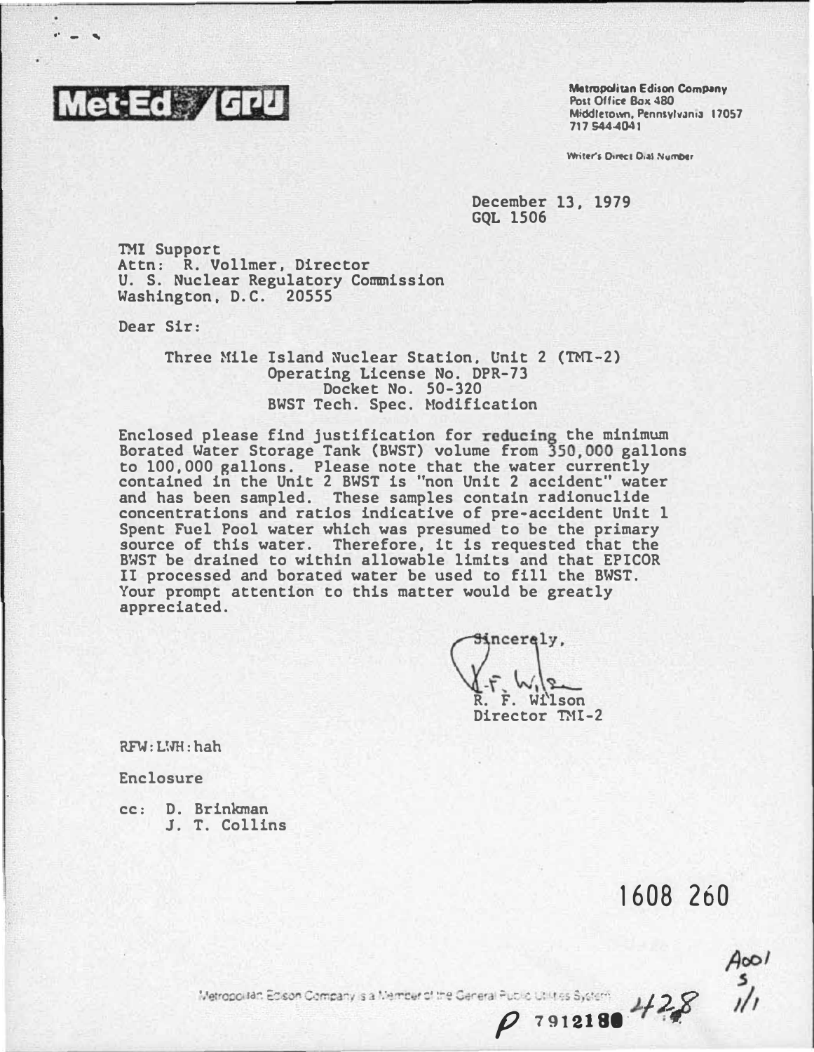Met-Ed / GPU

Metropolitan Edison Company
Post Office Box 480
Middletown, Pennsylvania 17057
717 544-4041

Writer's Direct Dial Number

December 13, 1979
GQL 1506

TMI Support
Attn: R. Vollmer, Director
U. S. Nuclear Regulatory Commission
Washington, D.C. 20555

Dear Sir:

Three Mile Island Nuclear Station, Unit 2 (TMI-2)
Operating License No. DPR-73
Docket No. 50-320
BWST Tech. Spec. Modification

Enclosed please find justification for reducing the minimum Borated Water Storage Tank (BWST) volume from 350,000 gallons to 100,000 gallons. Please note that the water currently contained in the Unit 2 BWST is "non Unit 2 accident" water and has been sampled. These samples contain radionuclide concentrations and ratios indicative of pre-accident Unit 1 Spent Fuel Pool water which was presumed to be the primary source of this water. Therefore, it is requested that the BWST be drained to within allowable limits and that EPICOR II processed and borated water be used to fill the BWST. Your prompt attention to this matter would be greatly appreciated.

Sincerely,

R. F. Wilson
Director TMI-2

RFW:LWH:hah

Enclosure

cc: D. Brinkman
J. T. Collins

1608 260

A001
S
1/1

Metropolitan Edison Company is a Member of the General Public Utilities System

P 7912180 428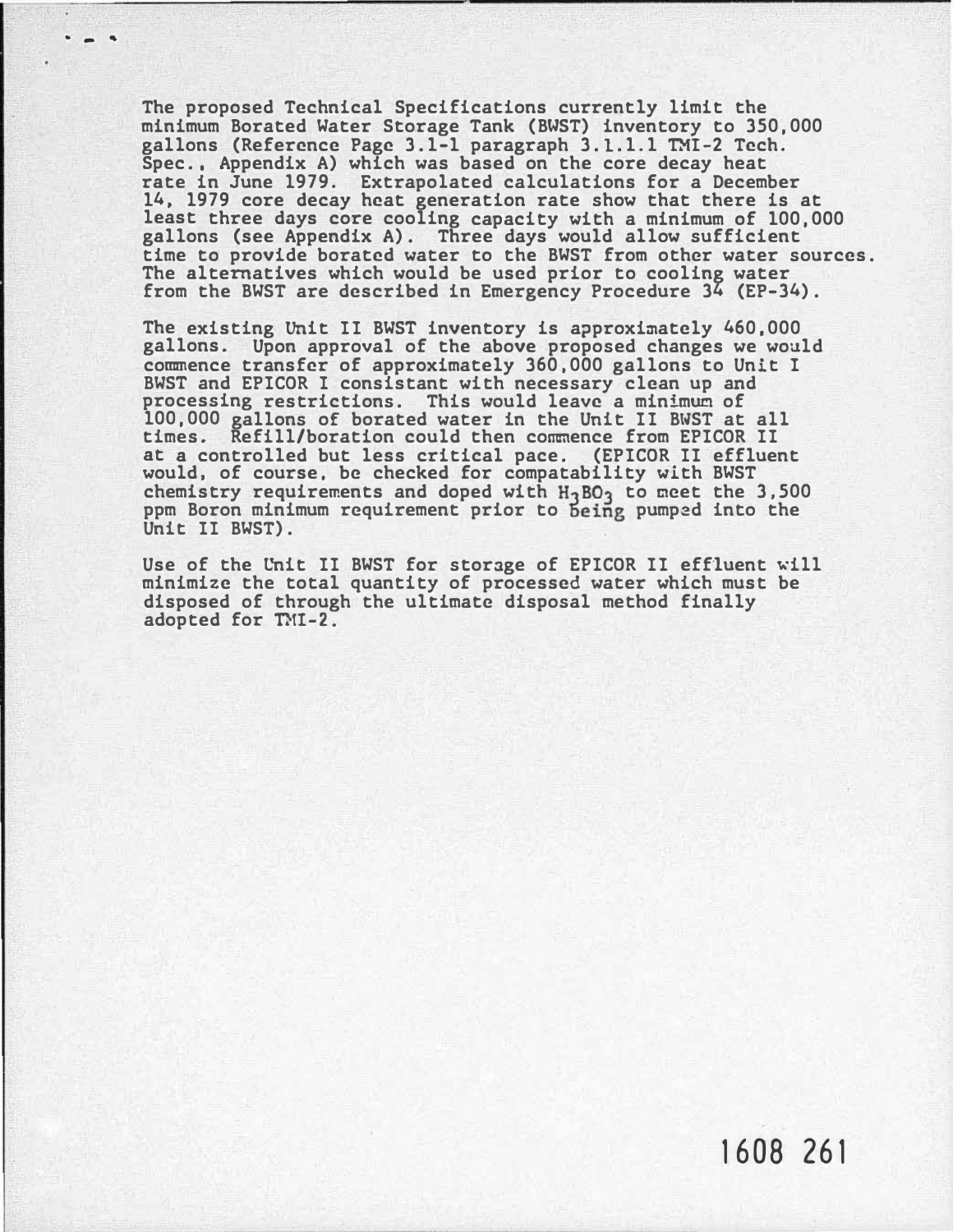The proposed Technical Specifications currently limit the minimum Borated Water Storage Tank (BWST) inventory to 350,000 gallons (Reference Page 3.1-1 paragraph 3.1.1.1 TMI-2 Tech. Spec., Appendix A) which was based on the core decay heat rate in June 1979. Extrapolated calculations for a December 14, 1979 core decay heat generation rate show that there is at least three days core cooling capacity with a minimum of 100,000 gallons (see Appendix A). Three days would allow sufficient time to provide borated water to the BWST from other water sources. The alternatives which would be used prior to cooling water from the BWST are described in Emergency Procedure 34 (EP-34).

The existing Unit II BWST inventory is approximately 460,000 gallons. Upon approval of the above proposed changes we would commence transfer of approximately 360,000 gallons to Unit I BWST and EPICOR I consistant with necessary clean up and processing restrictions. This would leave a minimum of 100,000 gallons of borated water in the Unit II BWST at all times. Refill/boration could then commence from EPICOR II at a controlled but less critical pace. (EPICOR II effluent would, of course, be checked for compatability with BWST chemistry requirements and doped with $H_3BO_3$ to meet the 3,500 ppm Boron minimum requirement prior to being pumped into the Unit II BWST).

Use of the Unit II BWST for storage of EPICOR II effluent will minimize the total quantity of processed water which must be disposed of through the ultimate disposal method finally adopted for TMI-2.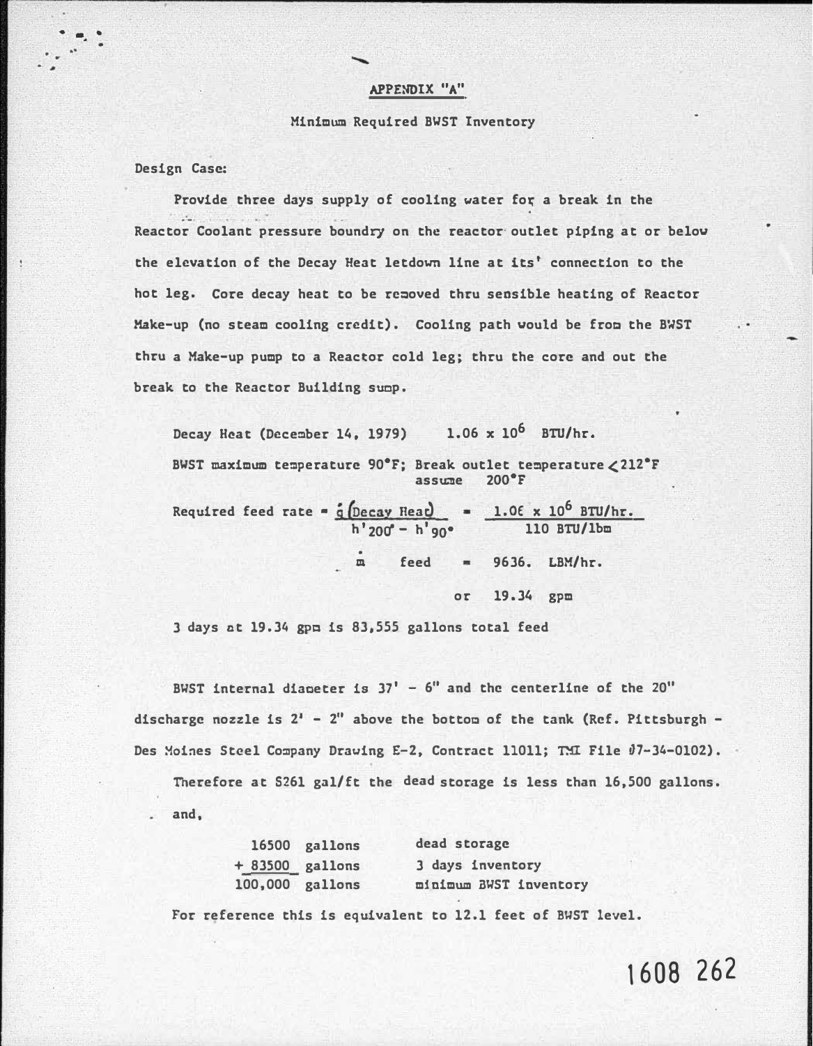# APPENDIX "A"

## Minimum Required BWST Inventory

Design Case:

Provide three days supply of cooling water for a break in the Reactor Coolant pressure boundry on the reactor outlet piping at or below the elevation of the Decay Heat letdown line at its' connection to the hot leg. Core decay heat to be removed thru sensible heating of Reactor Make-up (no steam cooling credit). Cooling path would be from the BWST thru a Make-up pump to a Reactor cold leg; thru the core and out the break to the Reactor Building sump.

Decay Heat (December 14, 1979) $1.06 \times 10^6$ BTU/hr.

BWST maximum temperature 90°F; Break outlet temperature <212°F assume 200°F

$$\text{Required feed rate} = \frac{\dot{q}\,(\text{Decay Heat})}{h'_{200^\circ} - h'_{90^\circ}} = \frac{1.06 \times 10^6 \text{ BTU/hr.}}{110 \text{ BTU/lbm}}$$

$$\dot{m}\ \text{feed} = 9636.\ \text{LBM/hr.}$$

or 19.34 gpm

3 days at 19.34 gpm is 83,555 gallons total feed

BWST internal diameter is 37' - 6" and the centerline of the 20" discharge nozzle is 2' - 2" above the bottom of the tank (Ref. Pittsburgh - Des Moines Steel Company Drawing E-2, Contract 11011; TMI File 07-34-0102).

Therefore at 8261 gal/ft the dead storage is less than 16,500 gallons.

and,

| | |
|---|---|
| 16500 gallons | dead storage |
| + 83500 gallons | 3 days inventory |
| 100,000 gallons | minimum BWST inventory |

For reference this is equivalent to 12.1 feet of BWST level.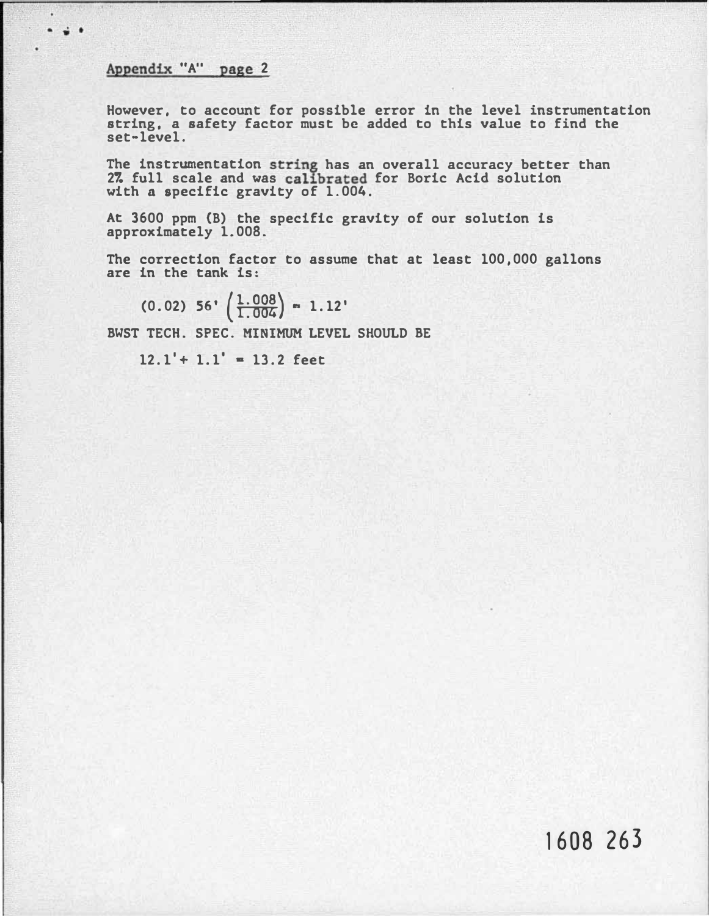Appendix "A" page 2

However, to account for possible error in the level instrumentation string, a safety factor must be added to this value to find the set-level.

The instrumentation string has an overall accuracy better than 2% full scale and was calibrated for Boric Acid solution with a specific gravity of 1.004.

At 3600 ppm (B) the specific gravity of our solution is approximately 1.008.

The correction factor to assume that at least 100,000 gallons are in the tank is:

$$(0.02)\ 56'\left(\frac{1.008}{1.004}\right) = 1.12'$$

BWST TECH. SPEC. MINIMUM LEVEL SHOULD BE

$$12.1' + 1.1' = 13.2 \text{ feet}$$

1608 263